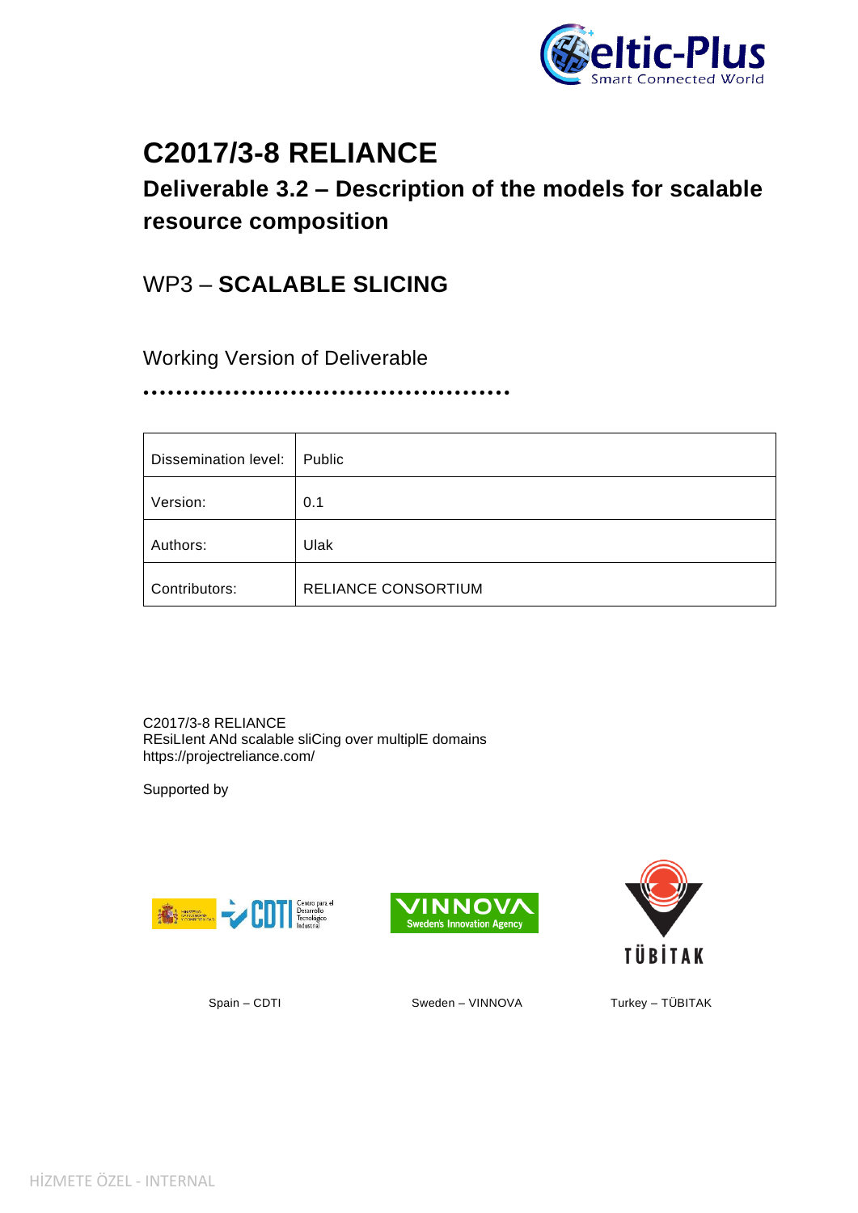# C2017/3-8 RELIANCE

## Deliverable 3.2 – Description of the models for scalable resource composition

WP3 – **SCALABLE SLICING**

Working Version of Deliverable

…………………………………………

| | |
|---|---|
| Dissemination level: | Public |
| Version: | 0.1 |
| Authors: | Ulak |
| Contributors: | RELIANCE CONSORTIUM |

C2017/3-8 RELIANCE
REsiLIent ANd scalable sliCing over multiplE domains
https://projectreliance.com/

Supported by

Spain – CDTI

Sweden – VINNOVA

Turkey – TÜBITAK

HİZMETE ÖZEL - INTERNAL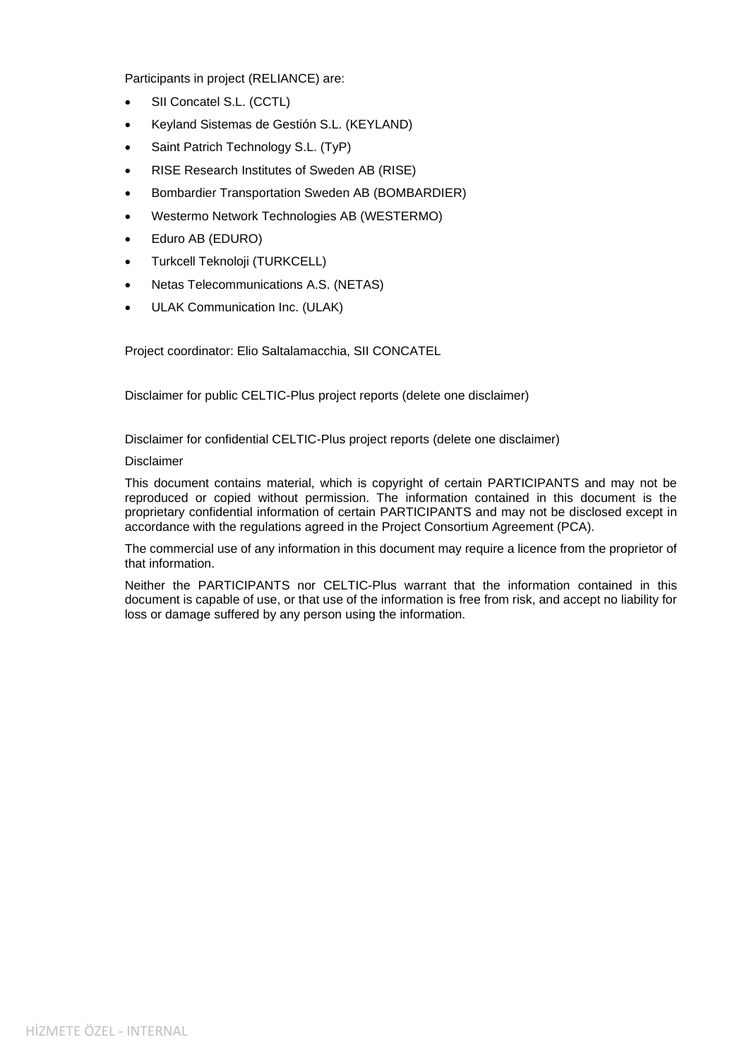Participants in project (RELIANCE) are:

- SII Concatel S.L. (CCTL)
- Keyland Sistemas de Gestión S.L. (KEYLAND)
- Saint Patrich Technology S.L. (TyP)
- RISE Research Institutes of Sweden AB (RISE)
- Bombardier Transportation Sweden AB (BOMBARDIER)
- Westermo Network Technologies AB (WESTERMO)
- Eduro AB (EDURO)
- Turkcell Teknoloji (TURKCELL)
- Netas Telecommunications A.S. (NETAS)
- ULAK Communication Inc. (ULAK)

Project coordinator: Elio Saltalamacchia, SII CONCATEL

Disclaimer for public CELTIC-Plus project reports (delete one disclaimer)

Disclaimer for confidential CELTIC-Plus project reports (delete one disclaimer)

Disclaimer

This document contains material, which is copyright of certain PARTICIPANTS and may not be reproduced or copied without permission. The information contained in this document is the proprietary confidential information of certain PARTICIPANTS and may not be disclosed except in accordance with the regulations agreed in the Project Consortium Agreement (PCA).

The commercial use of any information in this document may require a licence from the proprietor of that information.

Neither the PARTICIPANTS nor CELTIC-Plus warrant that the information contained in this document is capable of use, or that use of the information is free from risk, and accept no liability for loss or damage suffered by any person using the information.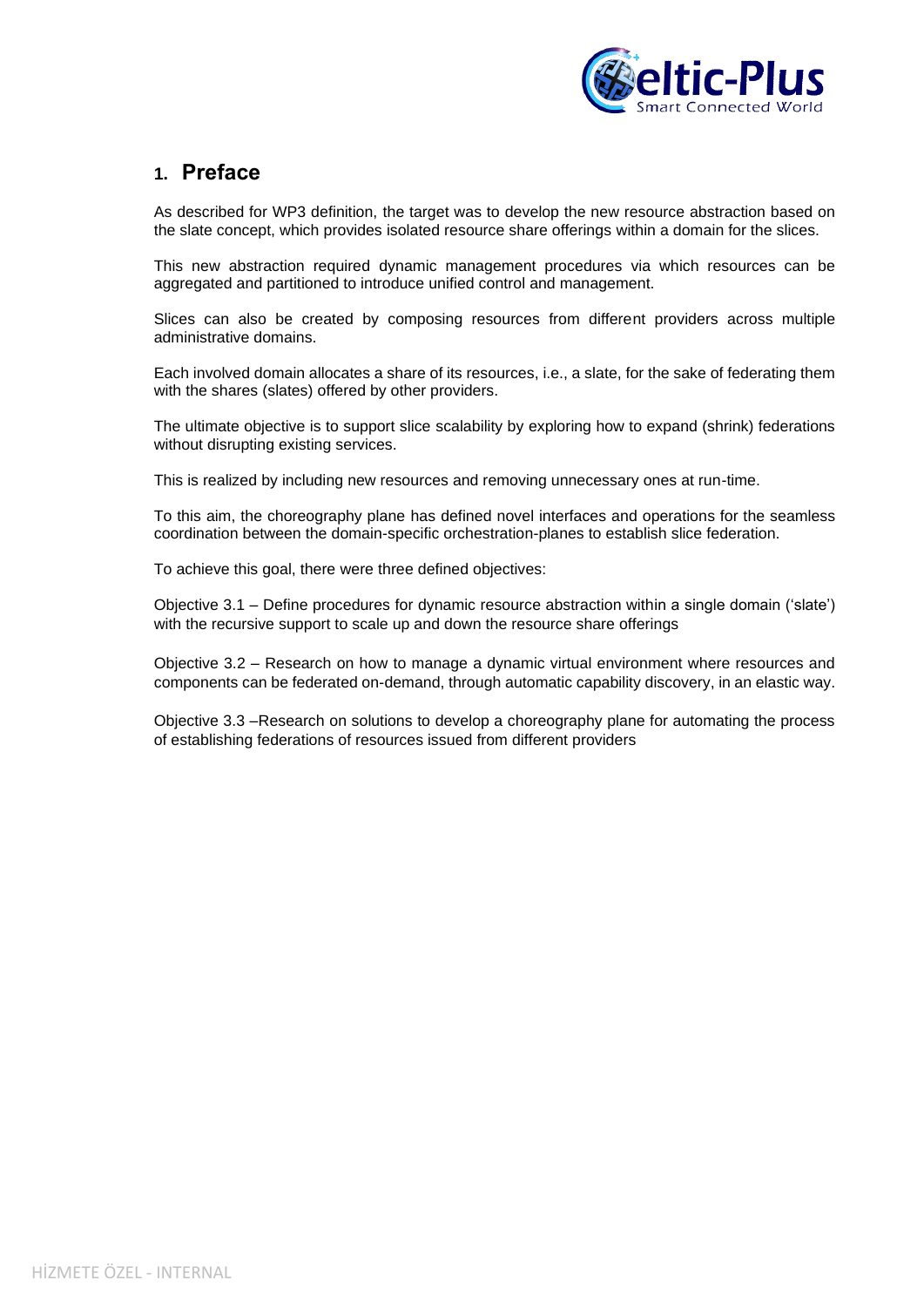# 1. Preface

As described for WP3 definition, the target was to develop the new resource abstraction based on the slate concept, which provides isolated resource share offerings within a domain for the slices.

This new abstraction required dynamic management procedures via which resources can be aggregated and partitioned to introduce unified control and management.

Slices can also be created by composing resources from different providers across multiple administrative domains.

Each involved domain allocates a share of its resources, i.e., a slate, for the sake of federating them with the shares (slates) offered by other providers.

The ultimate objective is to support slice scalability by exploring how to expand (shrink) federations without disrupting existing services.

This is realized by including new resources and removing unnecessary ones at run-time.

To this aim, the choreography plane has defined novel interfaces and operations for the seamless coordination between the domain-specific orchestration-planes to establish slice federation.

To achieve this goal, there were three defined objectives:

Objective 3.1 – Define procedures for dynamic resource abstraction within a single domain ('slate') with the recursive support to scale up and down the resource share offerings

Objective 3.2 – Research on how to manage a dynamic virtual environment where resources and components can be federated on-demand, through automatic capability discovery, in an elastic way.

Objective 3.3 –Research on solutions to develop a choreography plane for automating the process of establishing federations of resources issued from different providers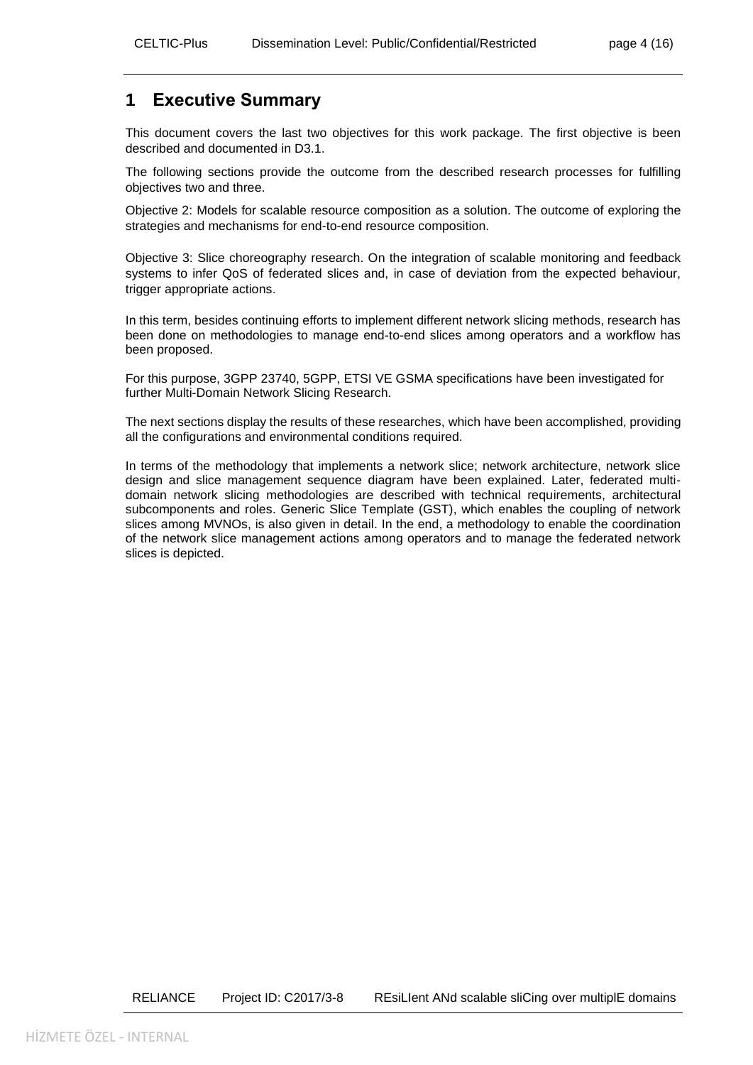# 1 Executive Summary

This document covers the last two objectives for this work package. The first objective is been described and documented in D3.1.

The following sections provide the outcome from the described research processes for fulfilling objectives two and three.

Objective 2: Models for scalable resource composition as a solution. The outcome of exploring the strategies and mechanisms for end-to-end resource composition.

Objective 3: Slice choreography research. On the integration of scalable monitoring and feedback systems to infer QoS of federated slices and, in case of deviation from the expected behaviour, trigger appropriate actions.

In this term, besides continuing efforts to implement different network slicing methods, research has been done on methodologies to manage end-to-end slices among operators and a workflow has been proposed.

For this purpose, 3GPP 23740, 5GPP, ETSI VE GSMA specifications have been investigated for further Multi-Domain Network Slicing Research.

The next sections display the results of these researches, which have been accomplished, providing all the configurations and environmental conditions required.

In terms of the methodology that implements a network slice; network architecture, network slice design and slice management sequence diagram have been explained. Later, federated multi-domain network slicing methodologies are described with technical requirements, architectural subcomponents and roles. Generic Slice Template (GST), which enables the coupling of network slices among MVNOs, is also given in detail. In the end, a methodology to enable the coordination of the network slice management actions among operators and to manage the federated network slices is depicted.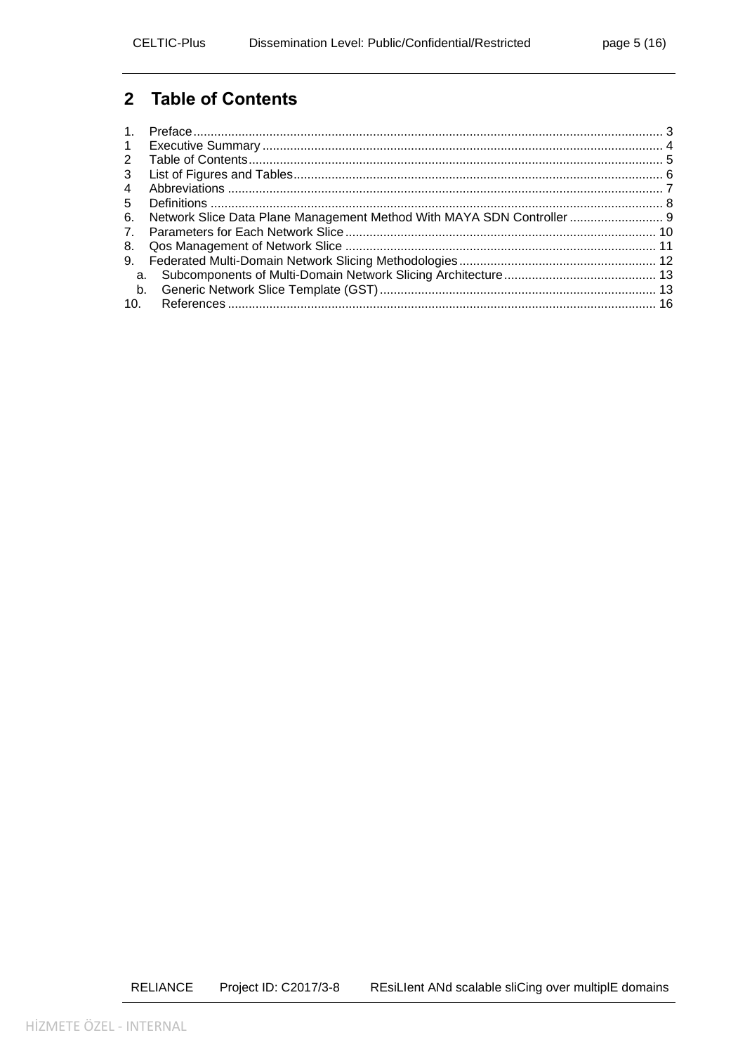## 2 Table of Contents

1. Preface ..................................................................................................................................... 3
1 Executive Summary ................................................................................................................. 4
2 Table of Contents ..................................................................................................................... 5
3 List of Figures and Tables ........................................................................................................ 6
4 Abbreviations ........................................................................................................................... 7
5 Definitions ................................................................................................................................ 8
6. Network Slice Data Plane Management Method With MAYA SDN Controller .......................... 9
7. Parameters for Each Network Slice ........................................................................................ 10
8. Qos Management of Network Slice ........................................................................................ 11
9. Federated Multi-Domain Network Slicing Methodologies ........................................................ 12
   a. Subcomponents of Multi-Domain Network Slicing Architecture ........................................... 13
   b. Generic Network Slice Template (GST) .............................................................................. 13
10. References .......................................................................................................................... 16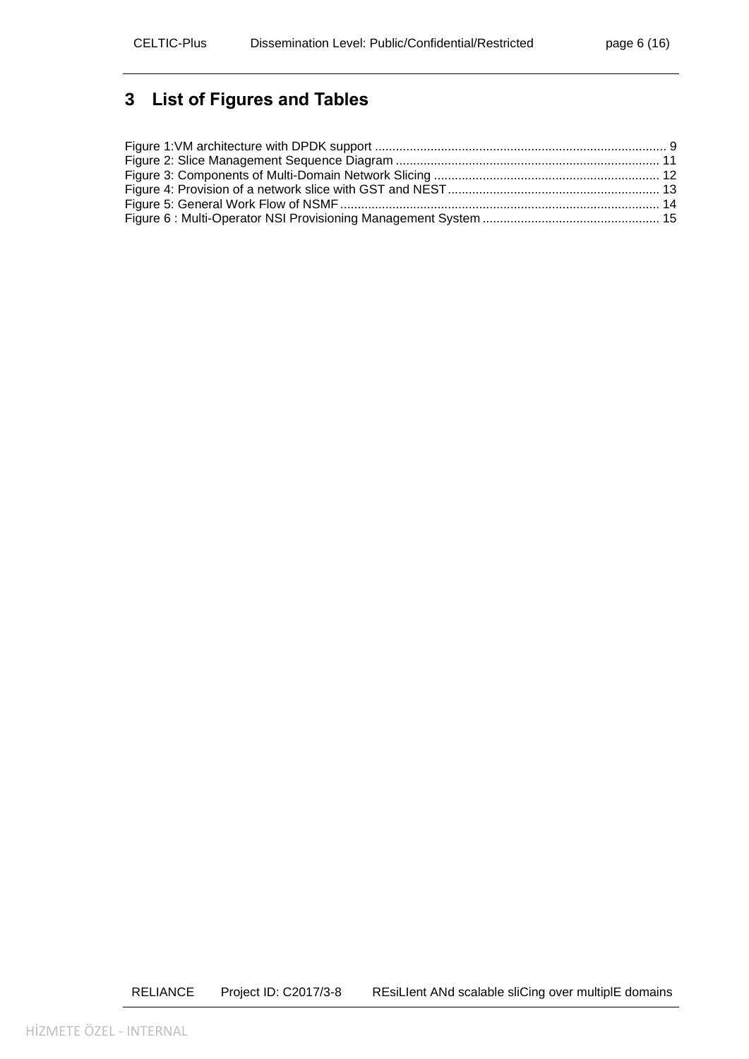# 3 List of Figures and Tables

Figure 1:VM architecture with DPDK support .................................................................................. 9
Figure 2: Slice Management Sequence Diagram ........................................................................... 11
Figure 3: Components of Multi-Domain Network Slicing ................................................................ 12
Figure 4: Provision of a network slice with GST and NEST............................................................ 13
Figure 5: General Work Flow of NSMF........................................................................................... 14
Figure 6 : Multi-Operator NSI Provisioning Management System .................................................. 15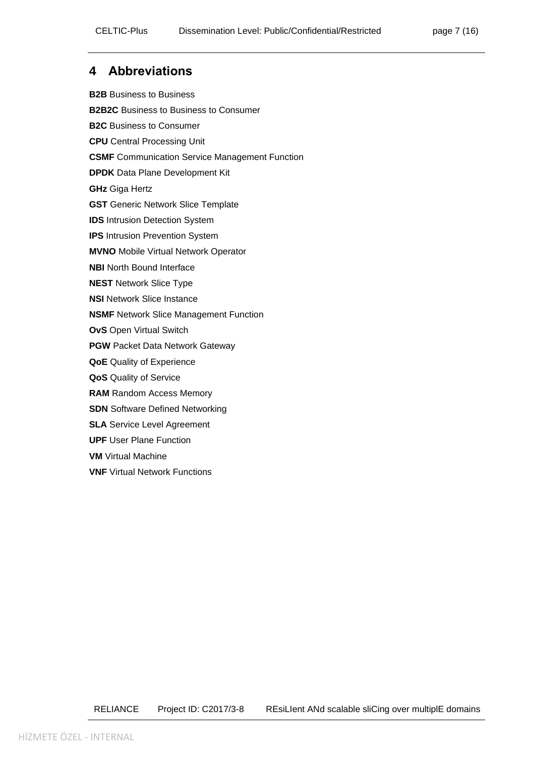# 4 Abbreviations

**B2B** Business to Business

**B2B2C** Business to Business to Consumer

**B2C** Business to Consumer

**CPU** Central Processing Unit

**CSMF** Communication Service Management Function

**DPDK** Data Plane Development Kit

**GHz** Giga Hertz

**GST** Generic Network Slice Template

**IDS** Intrusion Detection System

**IPS** Intrusion Prevention System

**MVNO** Mobile Virtual Network Operator

**NBI** North Bound Interface

**NEST** Network Slice Type

**NSI** Network Slice Instance

**NSMF** Network Slice Management Function

**OvS** Open Virtual Switch

**PGW** Packet Data Network Gateway

**QoE** Quality of Experience

**QoS** Quality of Service

**RAM** Random Access Memory

**SDN** Software Defined Networking

**SLA** Service Level Agreement

**UPF** User Plane Function

**VM** Virtual Machine

**VNF** Virtual Network Functions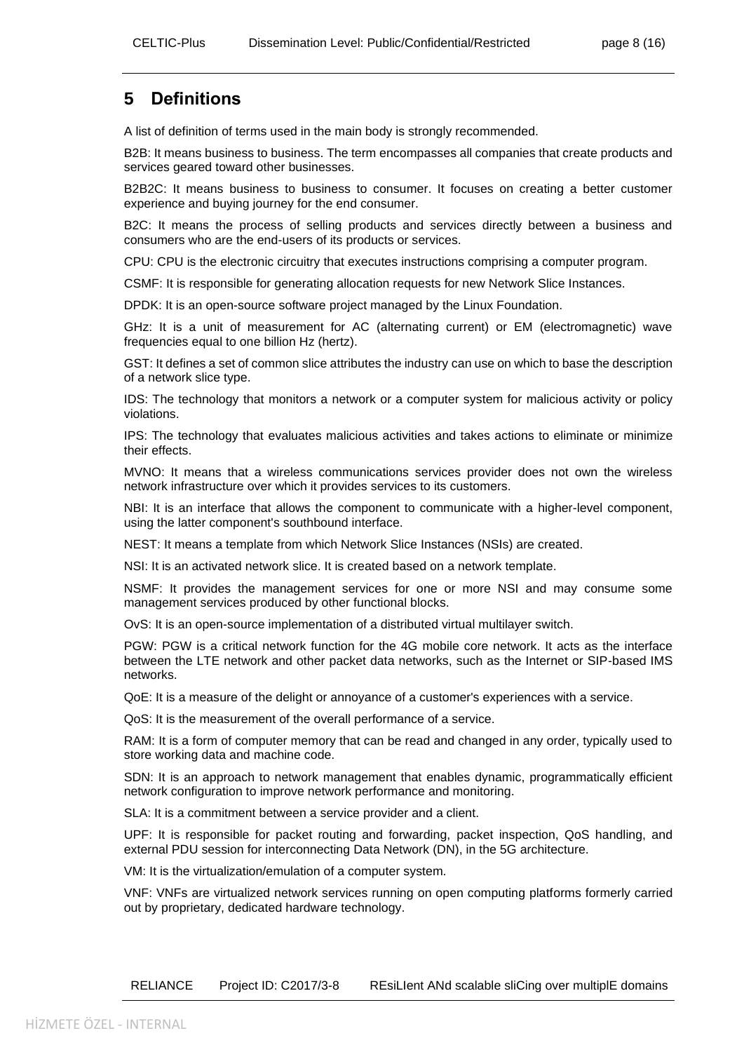# 5 Definitions

A list of definition of terms used in the main body is strongly recommended.

B2B: It means business to business. The term encompasses all companies that create products and services geared toward other businesses.

B2B2C: It means business to business to consumer. It focuses on creating a better customer experience and buying journey for the end consumer.

B2C: It means the process of selling products and services directly between a business and consumers who are the end-users of its products or services.

CPU: CPU is the electronic circuitry that executes instructions comprising a computer program.

CSMF: It is responsible for generating allocation requests for new Network Slice Instances.

DPDK: It is an open-source software project managed by the Linux Foundation.

GHz: It is a unit of measurement for AC (alternating current) or EM (electromagnetic) wave frequencies equal to one billion Hz (hertz).

GST: It defines a set of common slice attributes the industry can use on which to base the description of a network slice type.

IDS: The technology that monitors a network or a computer system for malicious activity or policy violations.

IPS: The technology that evaluates malicious activities and takes actions to eliminate or minimize their effects.

MVNO: It means that a wireless communications services provider does not own the wireless network infrastructure over which it provides services to its customers.

NBI: It is an interface that allows the component to communicate with a higher-level component, using the latter component's southbound interface.

NEST: It means a template from which Network Slice Instances (NSIs) are created.

NSI: It is an activated network slice. It is created based on a network template.

NSMF: It provides the management services for one or more NSI and may consume some management services produced by other functional blocks.

OvS: It is an open-source implementation of a distributed virtual multilayer switch.

PGW: PGW is a critical network function for the 4G mobile core network. It acts as the interface between the LTE network and other packet data networks, such as the Internet or SIP-based IMS networks.

QoE: It is a measure of the delight or annoyance of a customer's experiences with a service.

QoS: It is the measurement of the overall performance of a service.

RAM: It is a form of computer memory that can be read and changed in any order, typically used to store working data and machine code.

SDN: It is an approach to network management that enables dynamic, programmatically efficient network configuration to improve network performance and monitoring.

SLA: It is a commitment between a service provider and a client.

UPF: It is responsible for packet routing and forwarding, packet inspection, QoS handling, and external PDU session for interconnecting Data Network (DN), in the 5G architecture.

VM: It is the virtualization/emulation of a computer system.

VNF: VNFs are virtualized network services running on open computing platforms formerly carried out by proprietary, dedicated hardware technology.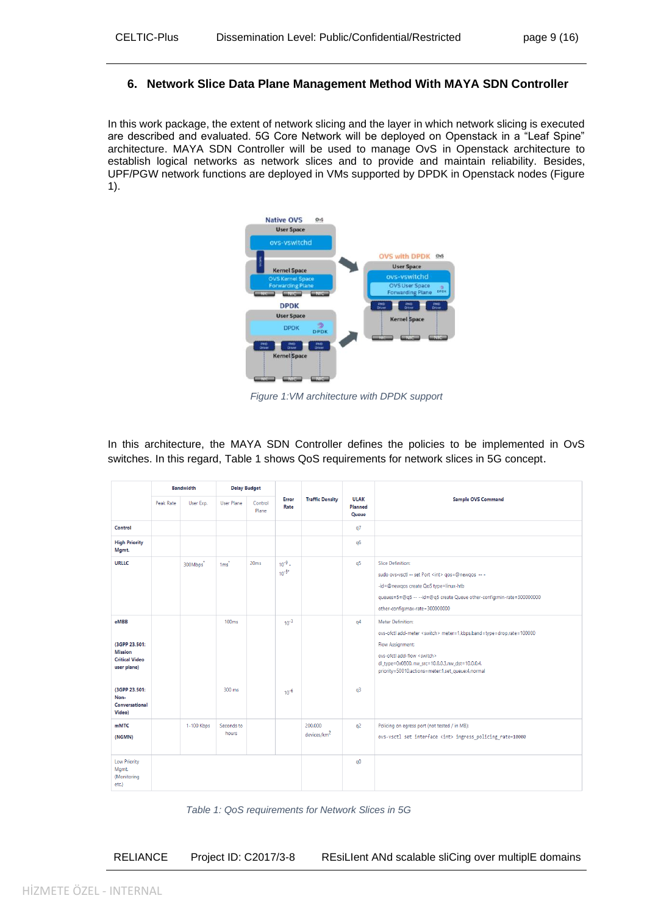## 6. Network Slice Data Plane Management Method With MAYA SDN Controller

In this work package, the extent of network slicing and the layer in which network slicing is executed are described and evaluated. 5G Core Network will be deployed on Openstack in a "Leaf Spine" architecture. MAYA SDN Controller will be used to manage OvS in Openstack architecture to establish logical networks as network slices and to provide and maintain reliability. Besides, UPF/PGW network functions are deployed in VMs supported by DPDK in Openstack nodes (Figure 1).

Native OVS
User Space
ovs-vswitchd
Kernel Space
OVS Kernel Space Forwarding Plane
NIC NIC NIC

OVS with DPDK
User Space
ovs-vswitchd
OVS User Space Forwarding Plane
PMD Driver PMD Driver PMD Driver
Kernel Space
NIC NIC NIC

DPDK
User Space
DPDK
PMD Driver PMD Driver PMD Driver
Kernel Space
NIC NIC NIC

*Figure 1:VM architecture with DPDK support*

In this architecture, the MAYA SDN Controller defines the policies to be implemented in OvS switches. In this regard, Table 1 shows QoS requirements for network slices in 5G concept.

| | Bandwidth | | Delay Budget | | Error Rate | Traffic Density | ULAK Planned Queue | Sample OVS Command |
|---|---|---|---|---|---|---|---|---|
| | Peak Rate | User Exp. | User Plane | Control Plane | | | | |
| Control | | | | | | | q7 | |
| High Priority Mgmt. | | | | | | | q6 | |
| URLLC | | 300Mbps* | 1ms* | 20ms | $10^{-9}$ - $10^{-5*}$ | | q5 | Slice Definition: sudo ovs-vsctl -- set Port <int> qos=@newqos -- -id=@newqos create QoS type=linux-htb queues=5=@q5 -- --id=@q5 create Queue other-config:min-rate=300000000 other-config:max-rate=300000000 |
| eMBB (3GPP 23.501: Mission Critical Video user plane) | | | 100ms | | $10^{-3}$ | | q4 | Meter Definition: ovs-ofctl add-meter <switch> meter=1.kbps.band=type=drop.rate=100000 Flow Assignment: ovs-ofctl add-flow <switch> dl_type=0x0800, nw_src=10.0.0.3,nw_dst=10.0.0.4, priority=50010,actions=meter:1,set_queue:4,normal |
| (3GPP 23.501: Non-Conversational Video) | | | 300 ms | | $10^{-6}$ | | q3 | |
| mMTC (NGMN) | | 1-100 Kbps | Seconds to hours | | | 200.000 devices/km$^2$ | q2 | Policing on egress port (not tested / in MB): ovs-vsctl set interface <int> ingress_policing_rate=10000 |
| Low Priority Mgmt. (Monitoring etc.) | | | | | | | q0 | |

*Table 1: QoS requirements for Network Slices in 5G*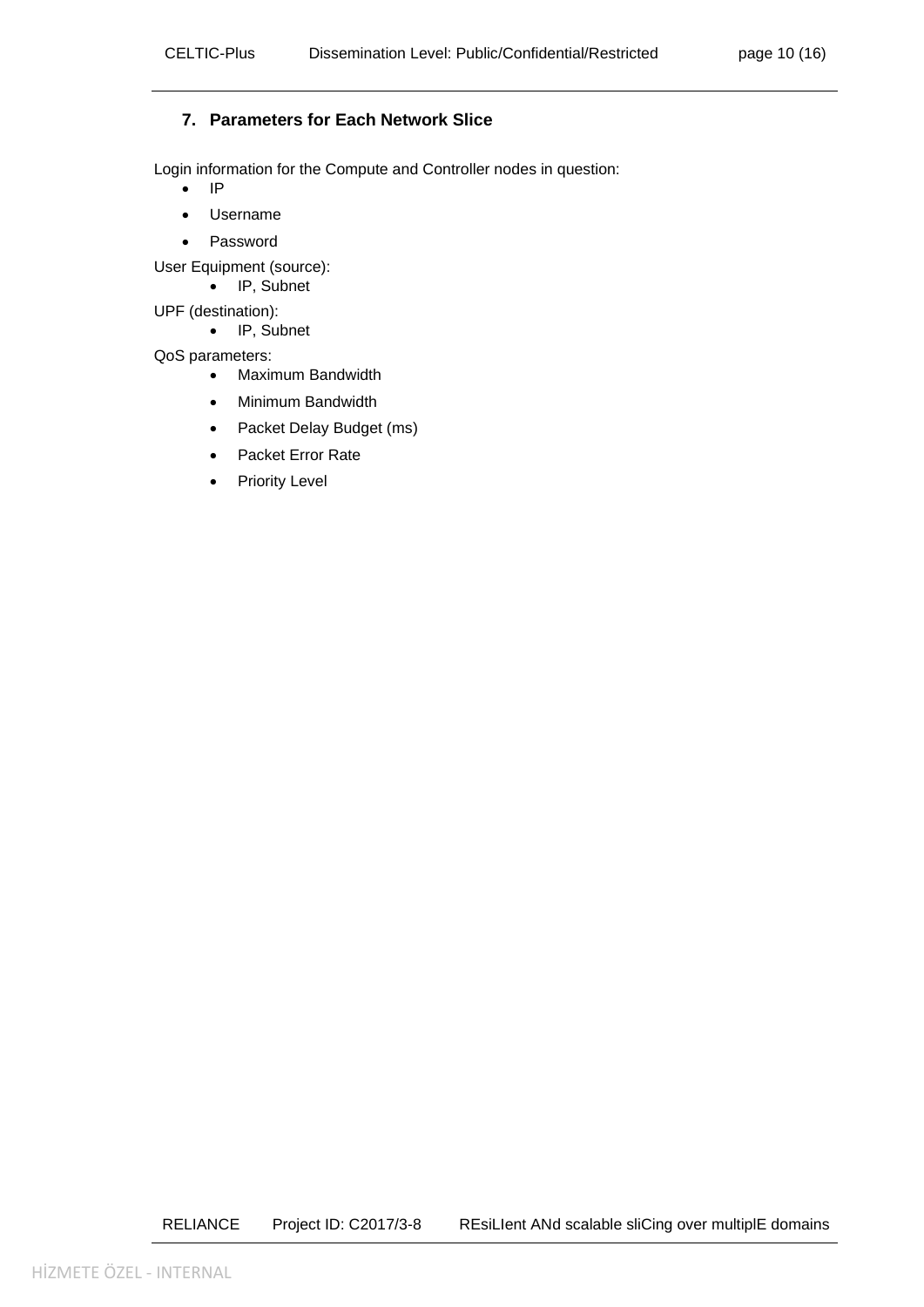## 7. Parameters for Each Network Slice

Login information for the Compute and Controller nodes in question:

- IP
- Username
- Password

User Equipment (source):

- IP, Subnet

UPF (destination):

- IP, Subnet

QoS parameters:

- Maximum Bandwidth
- Minimum Bandwidth
- Packet Delay Budget (ms)
- Packet Error Rate
- Priority Level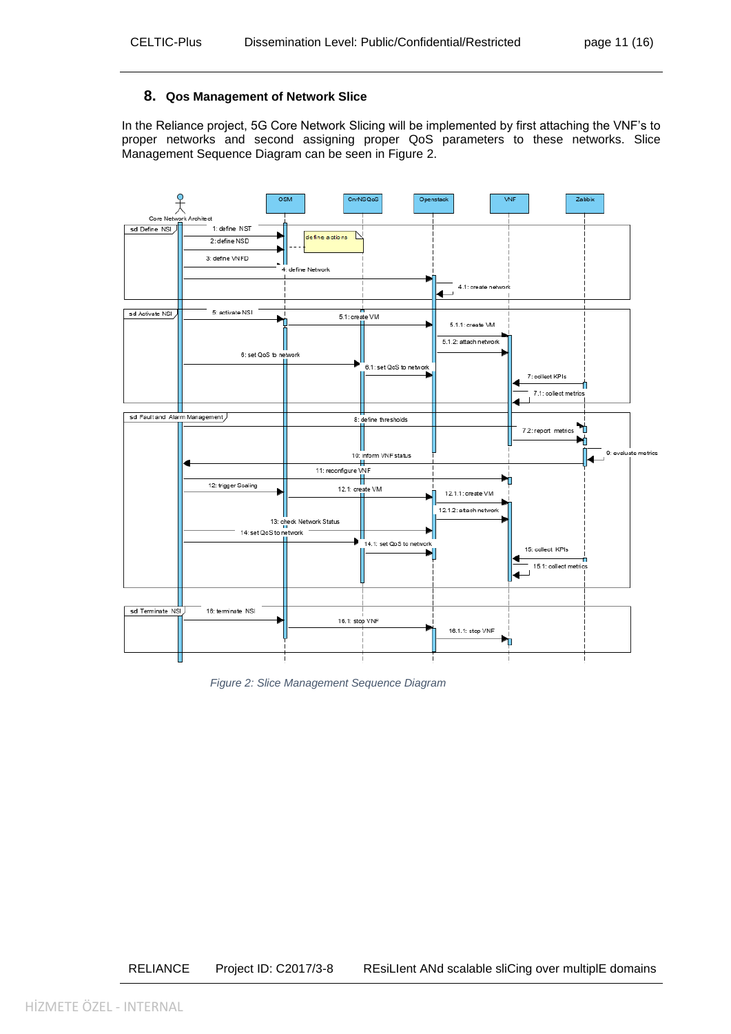## 8. Qos Management of Network Slice

In the Reliance project, 5G Core Network Slicing will be implemented by first attaching the VNF's to proper networks and second assigning proper QoS parameters to these networks. Slice Management Sequence Diagram can be seen in Figure 2.

Core Network Architect
OSM
OnrNSQoS
Openstack
VNF
Zabbix

sd Define NSI
1: define NST
2: define NSD
3: define VNFD
define actions
4: define Network
4.1: create network

sd Activate NSI
5: activate NSI
5.1: create VM
5.1.1: create VM
5.1.2: attach network
6: set QoS to network
6.1: set QoS to network
7: collect KPIs
7.1: collect metrics

sd Fault and Alarm Management
8: define thresholds
7.2: report metrics
9: evaluate metrics
10: inform VNF status
11: reconfigure VNF
12: trigger Scaling
12.1: create VM
12.1.1: create VM
12.1.2: attach network
13: check Network Status
14: set QoS to network
14.1: set QoS to network
15: collect KPIs
15.1: collect metrics

sd Terminate NSI
16: terminate NSI
16.1: stop VNF
16.1.1: stop VNF

*Figure 2: Slice Management Sequence Diagram*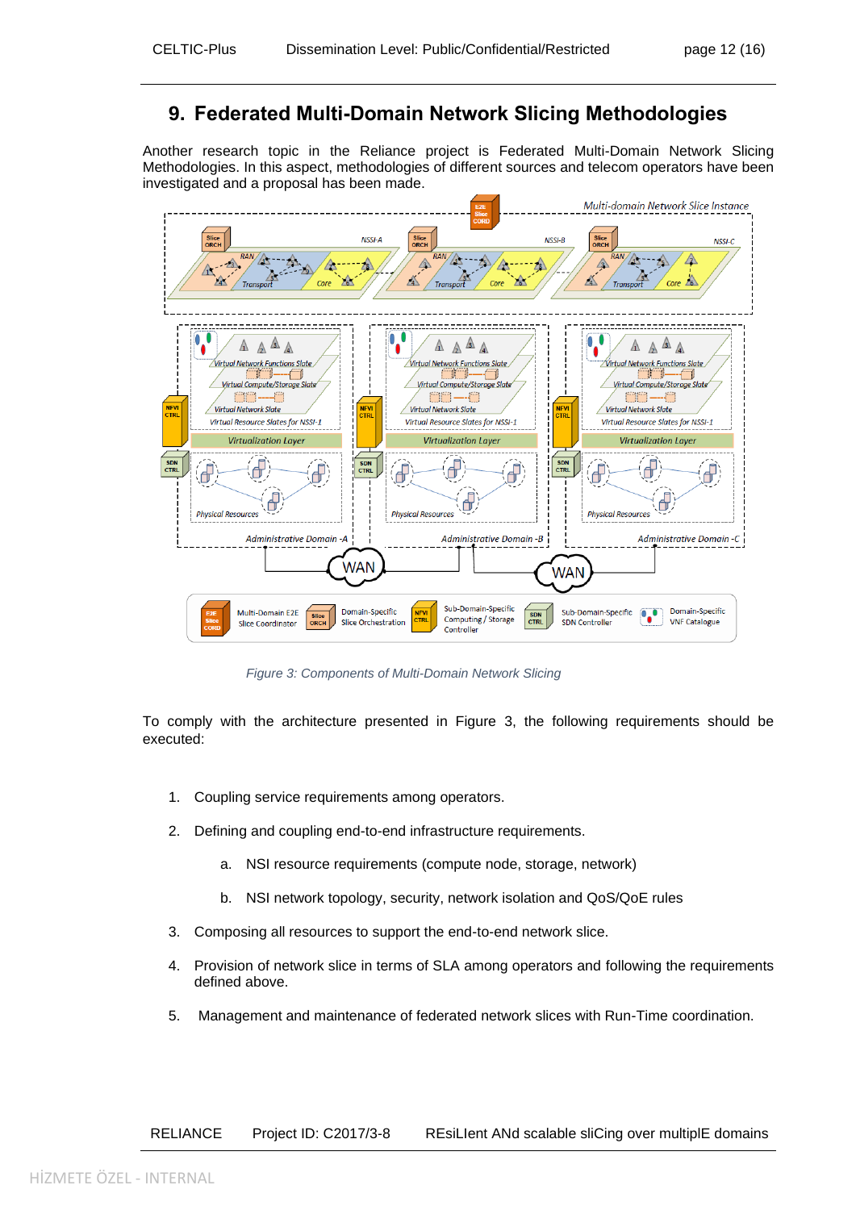# 9. Federated Multi-Domain Network Slicing Methodologies

Another research topic in the Reliance project is Federated Multi-Domain Network Slicing Methodologies. In this aspect, methodologies of different sources and telecom operators have been investigated and a proposal has been made.

*Figure 3: Components of Multi-Domain Network Slicing*

To comply with the architecture presented in Figure 3, the following requirements should be executed:

1. Coupling service requirements among operators.
2. Defining and coupling end-to-end infrastructure requirements.
    a. NSI resource requirements (compute node, storage, network)
    b. NSI network topology, security, network isolation and QoS/QoE rules
3. Composing all resources to support the end-to-end network slice.
4. Provision of network slice in terms of SLA among operators and following the requirements defined above.
5. Management and maintenance of federated network slices with Run-Time coordination.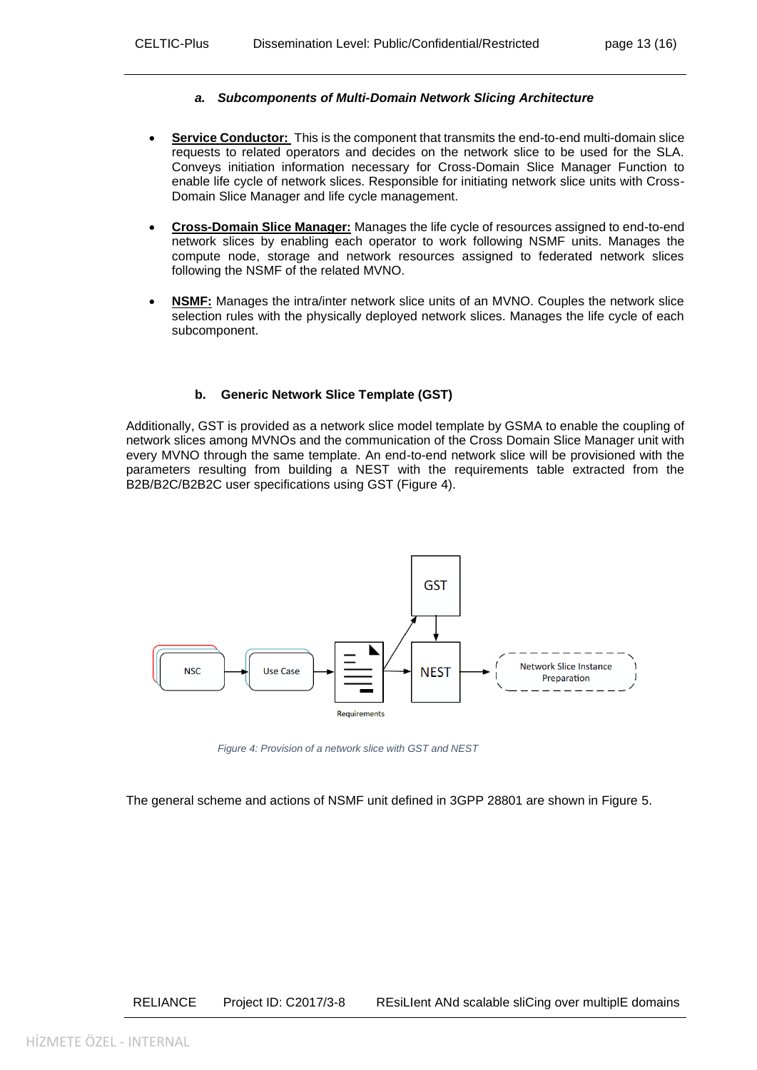### *a. Subcomponents of Multi-Domain Network Slicing Architecture*

- **Service Conductor:** This is the component that transmits the end-to-end multi-domain slice requests to related operators and decides on the network slice to be used for the SLA. Conveys initiation information necessary for Cross-Domain Slice Manager Function to enable life cycle of network slices. Responsible for initiating network slice units with Cross-Domain Slice Manager and life cycle management.

- **Cross-Domain Slice Manager:** Manages the life cycle of resources assigned to end-to-end network slices by enabling each operator to work following NSMF units. Manages the compute node, storage and network resources assigned to federated network slices following the NSMF of the related MVNO.

- **NSMF:** Manages the intra/inter network slice units of an MVNO. Couples the network slice selection rules with the physically deployed network slices. Manages the life cycle of each subcomponent.

### b. Generic Network Slice Template (GST)

Additionally, GST is provided as a network slice model template by GSMA to enable the coupling of network slices among MVNOs and the communication of the Cross Domain Slice Manager unit with every MVNO through the same template. An end-to-end network slice will be provisioned with the parameters resulting from building a NEST with the requirements table extracted from the B2B/B2C/B2B2C user specifications using GST (Figure 4).

GST

NSC

Use Case

Requirements

NEST

Network Slice Instance Preparation

*Figure 4: Provision of a network slice with GST and NEST*

The general scheme and actions of NSMF unit defined in 3GPP 28801 are shown in Figure 5.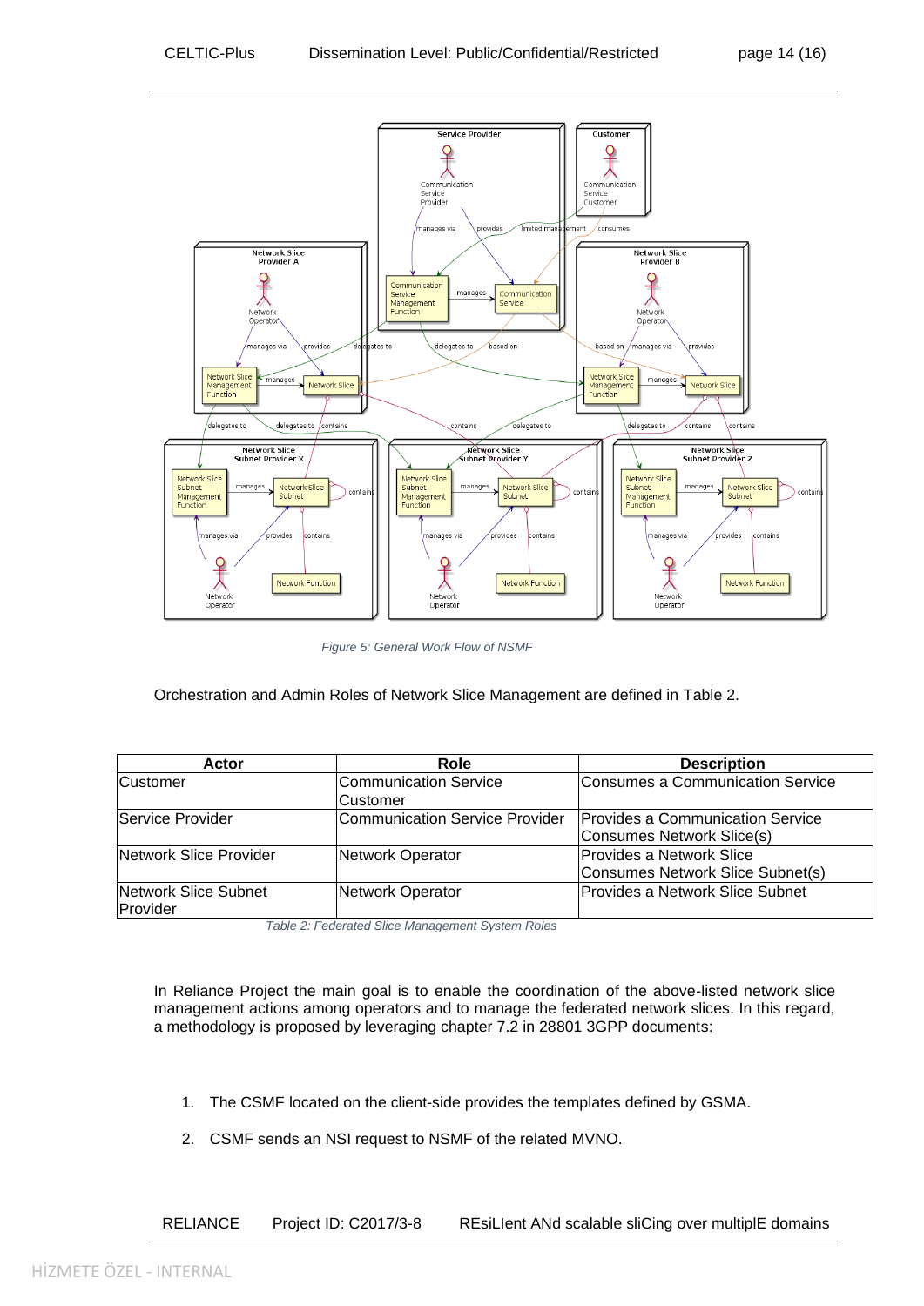Figure 5: General Work Flow of NSMF

Orchestration and Admin Roles of Network Slice Management are defined in Table 2.

| Actor | Role | Description |
|---|---|---|
| Customer | Communication Service Customer | Consumes a Communication Service |
| Service Provider | Communication Service Provider | Provides a Communication Service<br>Consumes Network Slice(s) |
| Network Slice Provider | Network Operator | Provides a Network Slice<br>Consumes Network Slice Subnet(s) |
| Network Slice Subnet Provider | Network Operator | Provides a Network Slice Subnet |

Table 2: Federated Slice Management System Roles

In Reliance Project the main goal is to enable the coordination of the above-listed network slice management actions among operators and to manage the federated network slices. In this regard, a methodology is proposed by leveraging chapter 7.2 in 28801 3GPP documents:

1. The CSMF located on the client-side provides the templates defined by GSMA.
2. CSMF sends an NSI request to NSMF of the related MVNO.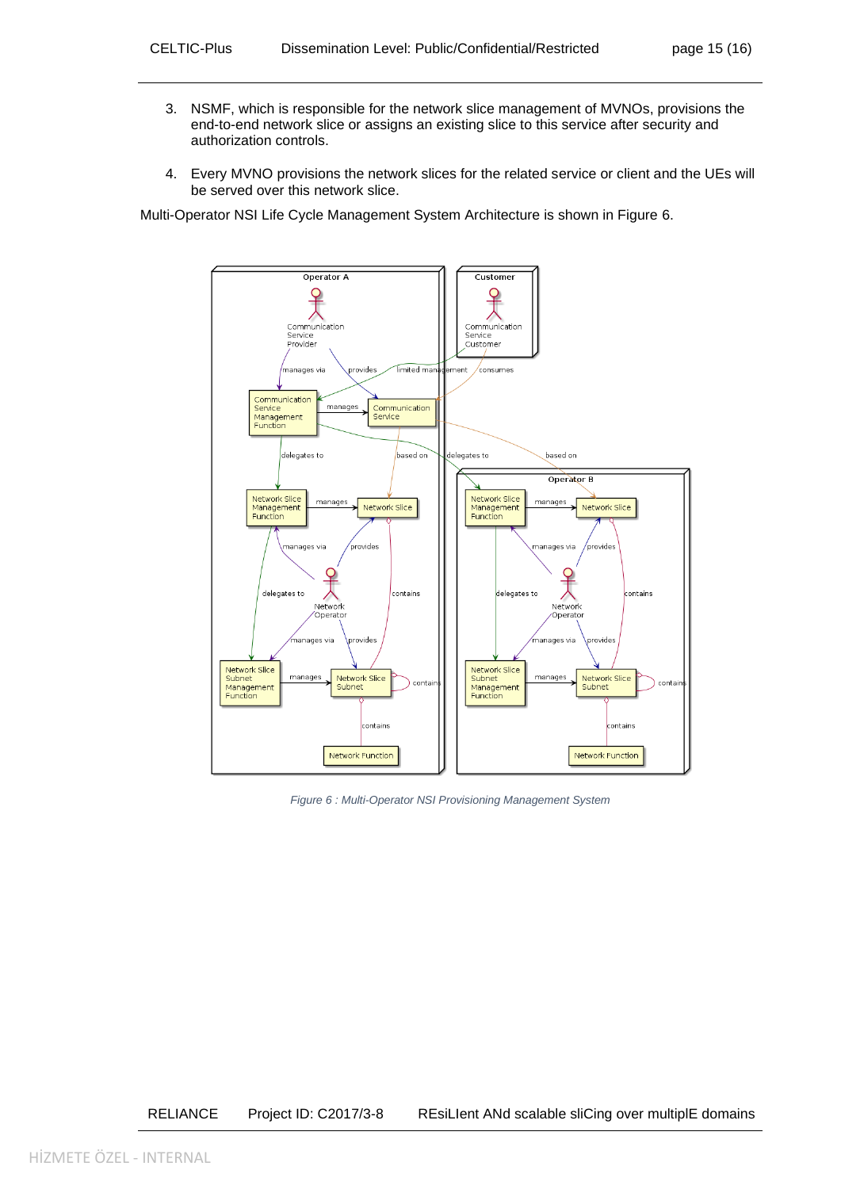3. NSMF, which is responsible for the network slice management of MVNOs, provisions the end-to-end network slice or assigns an existing slice to this service after security and authorization controls.

4. Every MVNO provisions the network slices for the related service or client and the UEs will be served over this network slice.

Multi-Operator NSI Life Cycle Management System Architecture is shown in Figure 6.

Operator A
Customer
Communication Service Provider
Communication Service Customer
manages via
provides
limited management
consumes
Communication Service Management Function
manages
Communication Service
delegates to
based on
delegates to
based on
Operator B
Network Slice Management Function
manages
Network Slice
manages via
provides
contains
delegates to
Network Operator
manages via
provides
Network Slice Subnet Management Function
manages
Network Slice Subnet
contains
contains
Network Function

*Figure 6 : Multi-Operator NSI Provisioning Management System*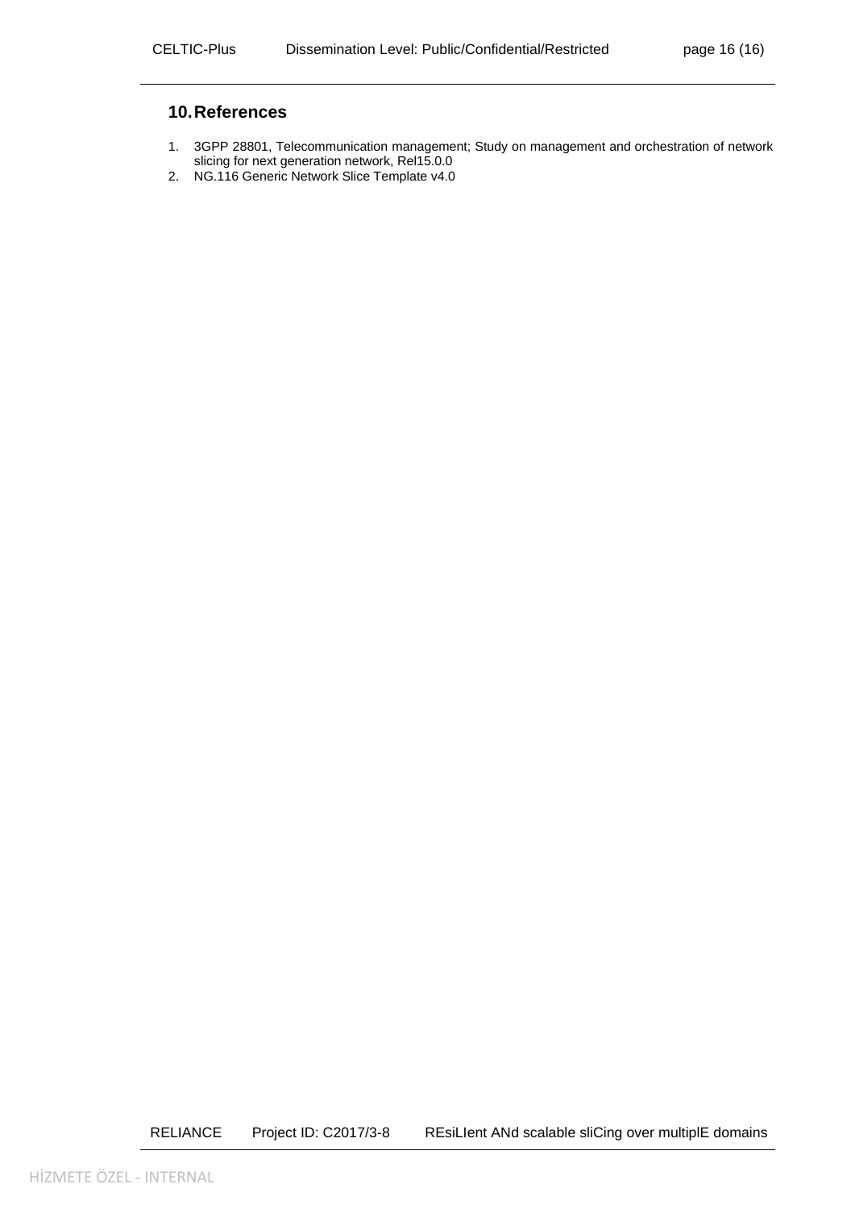# 10. References

1. 3GPP 28801, Telecommunication management; Study on management and orchestration of network slicing for next generation network, Rel15.0.0
2. NG.116 Generic Network Slice Template v4.0